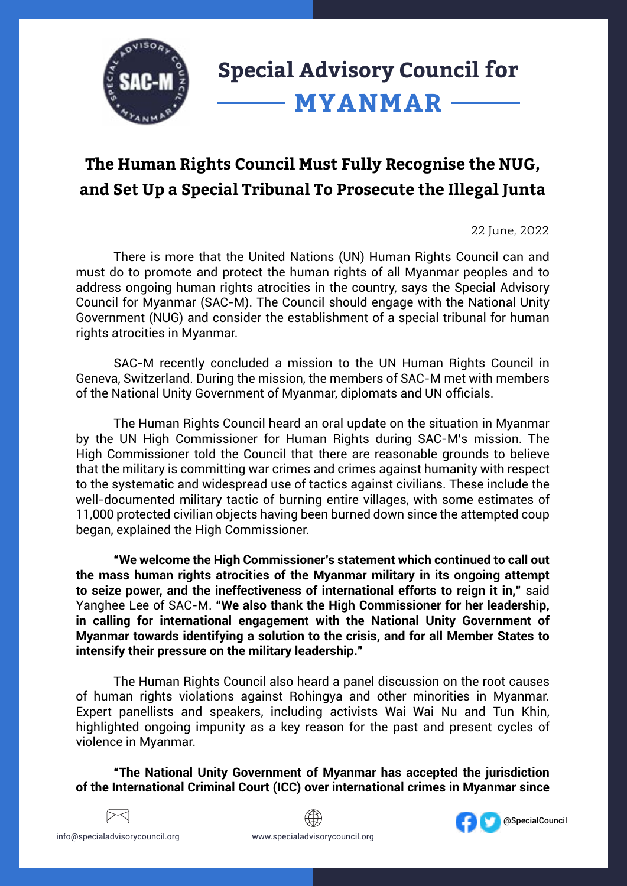# Special Advisory Council for MYANMAR

## The Human Rights Council Must Fully Recognise the NUG, and Set Up a Special Tribunal To Prosecute the Illegal Junta

22 June, 2022

There is more that the United Nations (UN) Human Rights Council can and must do to promote and protect the human rights of all Myanmar peoples and to address ongoing human rights atrocities in the country, says the Special Advisory Council for Myanmar (SAC-M). The Council should engage with the National Unity Government (NUG) and consider the establishment of a special tribunal for human rights atrocities in Myanmar.

SAC-M recently concluded a mission to the UN Human Rights Council in Geneva, Switzerland. During the mission, the members of SAC-M met with members of the National Unity Government of Myanmar, diplomats and UN officials.

The Human Rights Council heard an oral update on the situation in Myanmar by the UN High Commissioner for Human Rights during SAC-M's mission. The High Commissioner told the Council that there are reasonable grounds to believe that the military is committing war crimes and crimes against humanity with respect to the systematic and widespread use of tactics against civilians. These include the well-documented military tactic of burning entire villages, with some estimates of 11,000 protected civilian objects having been burned down since the attempted coup began, explained the High Commissioner.

**"We welcome the High Commissioner's statement which continued to call out the mass human rights atrocities of the Myanmar military in its ongoing attempt to seize power, and the ineffectiveness of international efforts to reign it in,"** said Yanghee Lee of SAC-M. **"We also thank the High Commissioner for her leadership, in calling for international engagement with the National Unity Government of Myanmar towards identifying a solution to the crisis, and for all Member States to intensify their pressure on the military leadership."**

The Human Rights Council also heard a panel discussion on the root causes of human rights violations against Rohingya and other minorities in Myanmar. Expert panellists and speakers, including activists Wai Wai Nu and Tun Khin, highlighted ongoing impunity as a key reason for the past and present cycles of violence in Myanmar.

**"The National Unity Government of Myanmar has accepted the jurisdiction of the International Criminal Court (ICC) over international crimes in Myanmar since**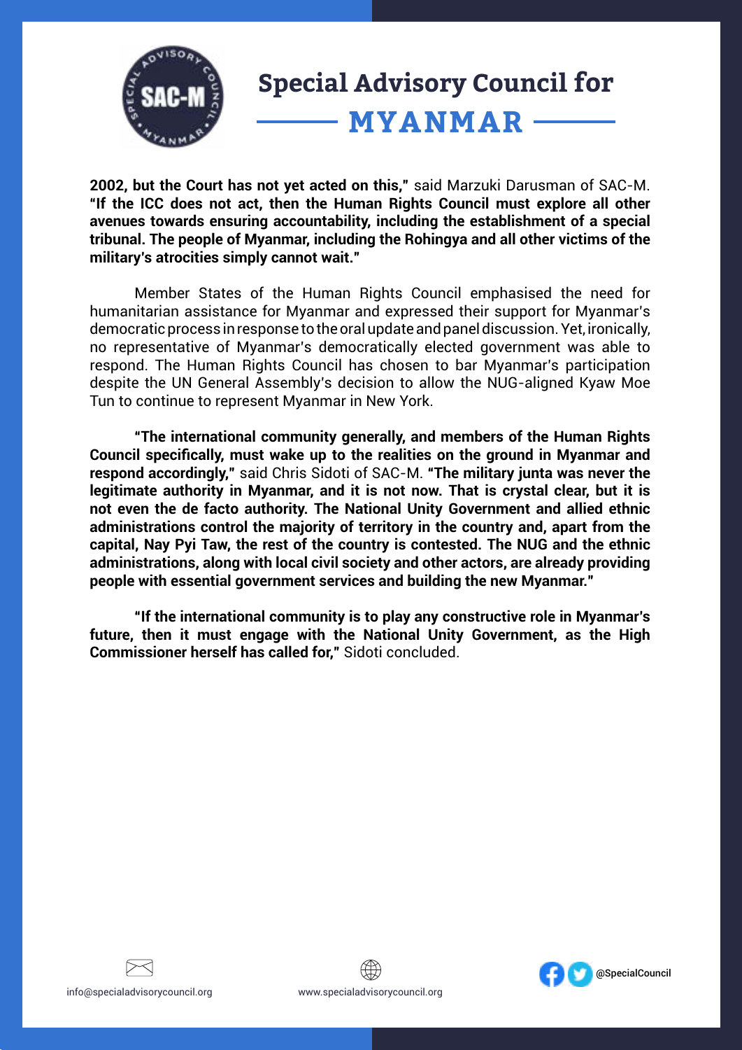**2002, but the Court has not yet acted on this,"** said Marzuki Darusman of SAC-M. **"If the ICC does not act, then the Human Rights Council must explore all other avenues towards ensuring accountability, including the establishment of a special tribunal. The people of Myanmar, including the Rohingya and all other victims of the military's atrocities simply cannot wait."**

Member States of the Human Rights Council emphasised the need for humanitarian assistance for Myanmar and expressed their support for Myanmar's democratic process in response to the oral update and panel discussion. Yet, ironically, no representative of Myanmar's democratically elected government was able to respond. The Human Rights Council has chosen to bar Myanmar's participation despite the UN General Assembly's decision to allow the NUG-aligned Kyaw Moe Tun to continue to represent Myanmar in New York.

**"The international community generally, and members of the Human Rights Council specifically, must wake up to the realities on the ground in Myanmar and respond accordingly,"** said Chris Sidoti of SAC-M. **"The military junta was never the legitimate authority in Myanmar, and it is not now. That is crystal clear, but it is not even the de facto authority. The National Unity Government and allied ethnic administrations control the majority of territory in the country and, apart from the capital, Nay Pyi Taw, the rest of the country is contested. The NUG and the ethnic administrations, along with local civil society and other actors, are already providing people with essential government services and building the new Myanmar."**

**"If the international community is to play any constructive role in Myanmar's future, then it must engage with the National Unity Government, as the High Commissioner herself has called for,"** Sidoti concluded.